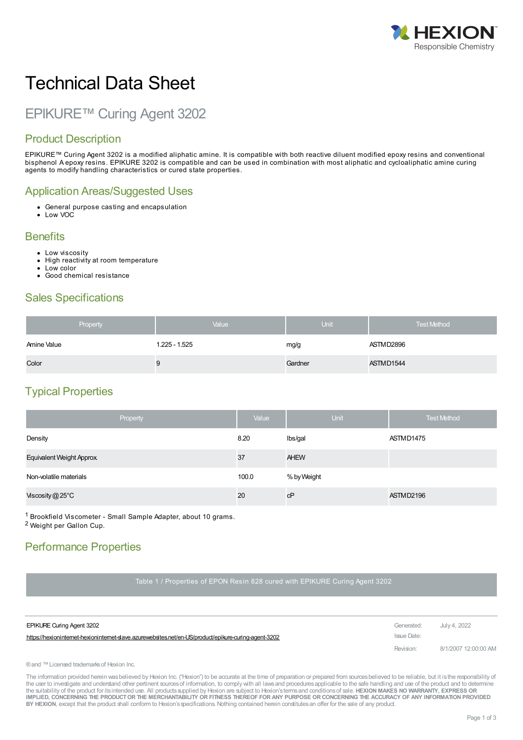# Technical Data Sheet

## EPIKURE™ Curing Agent 3202

## Product Description

EPIKURE™ Curing Agent 3202 is a modified aliphatic amine. It is compatible with both reactive diluent modified epoxy resins and conventional bisphenol A epoxy resins. EPIKURE 3202 is compatible and can be used in combination with most aliphatic and cycloaliphatic amine curing agents to modify handling characteristics or cured state properties.

## Application Areas/Suggested Uses

- General purpose casting and encapsulation
- Low VOC

## Benefits

- Low viscosity
- High reactivity at room temperature
- Low color
- Good chemical resistance

## Sales Specifications

| Property | Value | Unit | Test Method |
|---|---|---|---|
| Amine Value | 1.225 - 1.525 | mg/g | ASTM D2896 |
| Color | 9 | Gardner | ASTM D1544 |

## Typical Properties

| Property | Value | Unit | Test Method |
|---|---|---|---|
| Density | 8.20 | lbs/gal | ASTM D1475 |
| Equivalent Weight Approx. | 37 | AHEW | |
| Non-volatile materials | 100.0 | % by Weight | |
| Viscosity @ 25°C | 20 | cP | ASTM D2196 |

[1] Brookfield Viscometer - Small Sample Adapter, about 10 grams.
[2] Weight per Gallon Cup.

## Performance Properties

Table 1 / Properties of EPON Resin 828 cured with EPIKURE Curing Agent 3202

EPIKURE Curing Agent 3202
https://hexioninternet-hexioninternet-slave.azurewebsites.net/en-US/product/epikure-curing-agent-3202

Generated: July 4, 2022
Issue Date:
Revision: 8/1/2007 12:00:00 AM

® and ™ Licensed trademarks of Hexion Inc.

The information provided herein was believed by Hexion Inc. ("Hexion") to be accurate at the time of preparation or prepared from sources believed to be reliable, but it is the responsibility of the user to investigate and understand other pertinent sources of information, to comply with all laws and procedures applicable to the safe handling and use of the product and to determine the suitability of the product for its intended use. All products supplied by Hexion are subject to Hexion's terms and conditions of sale. **HEXION MAKES NO WARRANTY, EXPRESS OR IMPLIED, CONCERNING THE PRODUCT OR THE MERCHANTABILITY OR FITNESS THEREOF FOR ANY PURPOSE OR CONCERNING THE ACCURACY OF ANY INFORMATION PROVIDED BY HEXION**, except that the product shall conform to Hexion's specifications. Nothing contained herein constitutes an offer for the sale of any product.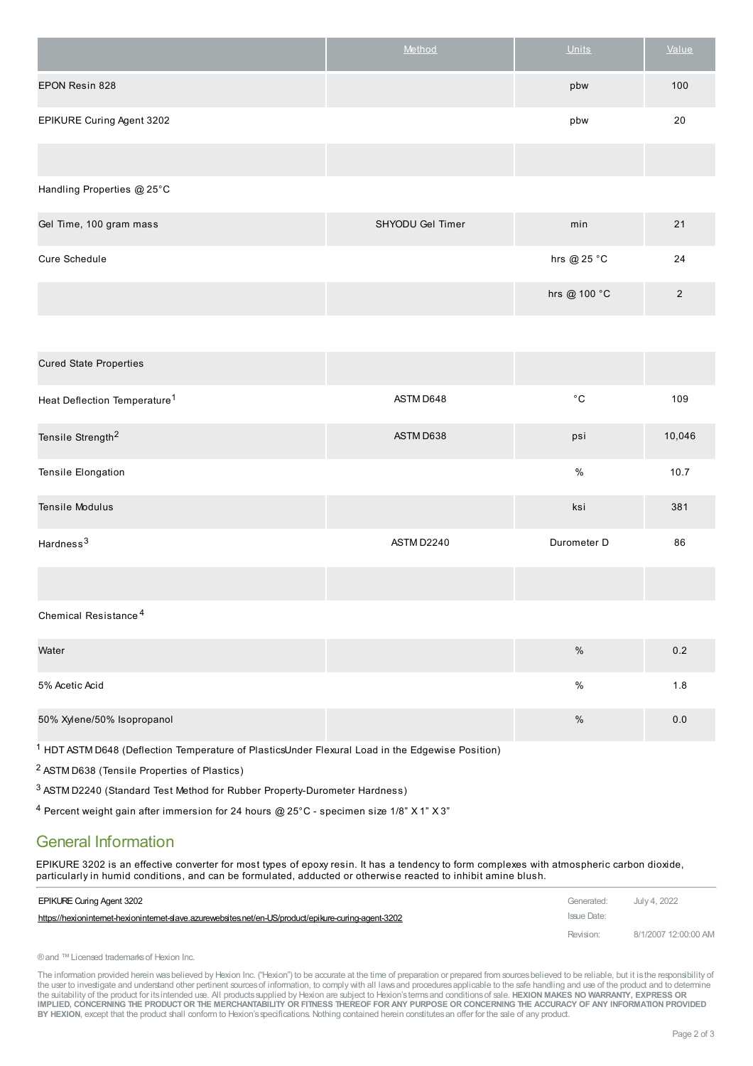| | Method | Units | Value |
|---|---|---|---|
| EPON Resin 828 | | pbw | 100 |
| EPIKURE Curing Agent 3202 | | pbw | 20 |
| | | | |
| Handling Properties @ 25°C | | | |
| Gel Time, 100 gram mass | SHYODU Gel Timer | min | 21 |
| Cure Schedule | | hrs @ 25 °C | 24 |
| | | hrs @ 100 °C | 2 |
| | | | |
| Cured State Properties | | | |
| Heat Deflection Temperature[1] | ASTM D648 | °C | 109 |
| Tensile Strength[2] | ASTM D638 | psi | 10,046 |
| Tensile Elongation | | % | 10.7 |
| Tensile Modulus | | ksi | 381 |
| Hardness[3] | ASTM D2240 | Durometer D | 86 |
| | | | |
| Chemical Resistance[4] | | | |
| Water | | % | 0.2 |
| 5% Acetic Acid | | % | 1.8 |
| 50% Xylene/50% Isopropanol | | % | 0.0 |

[1] HDT ASTM D648 (Deflection Temperature of PlasticsUnder Flexural Load in the Edgewise Position)

[2] ASTM D638 (Tensile Properties of Plastics)

[3] ASTM D2240 (Standard Test Method for Rubber Property-Durometer Hardness)

[4] Percent weight gain after immersion for 24 hours @ 25°C - specimen size 1/8" X 1" X 3"

## General Information

EPIKURE 3202 is an effective converter for most types of epoxy resin. It has a tendency to form complexes with atmospheric carbon dioxide, particularly in humid conditions, and can be formulated, adducted or otherwise reacted to inhibit amine blush.

| EPIKURE Curing Agent 3202 | Generated: | July 4, 2022 |
|---|---|---|
| https://hexioninternet-hexioninternet-slave.azurewebsites.net/en-US/product/epikure-curing-agent-3202 | Issue Date: | |
| | Revision: | 8/1/2007 12:00:00 AM |

® and ™ Licensed trademarks of Hexion Inc.

The information provided herein was believed by Hexion Inc. ("Hexion") to be accurate at the time of preparation or prepared from sources believed to be reliable, but it is the responsibility of the user to investigate and understand other pertinent sources of information, to comply with all laws and procedures applicable to the safe handling and use of the product and to determine the suitability of the product for its intended use. All products supplied by Hexion are subject to Hexion's terms and conditions of sale. **HEXION MAKES NO WARRANTY, EXPRESS OR IMPLIED, CONCERNING THE PRODUCT OR THE MERCHANTABILITY OR FITNESS THEREOF FOR ANY PURPOSE OR CONCERNING THE ACCURACY OF ANY INFORMATION PROVIDED BY HEXION**, except that the product shall conform to Hexion's specifications. Nothing contained herein constitutes an offer for the sale of any product.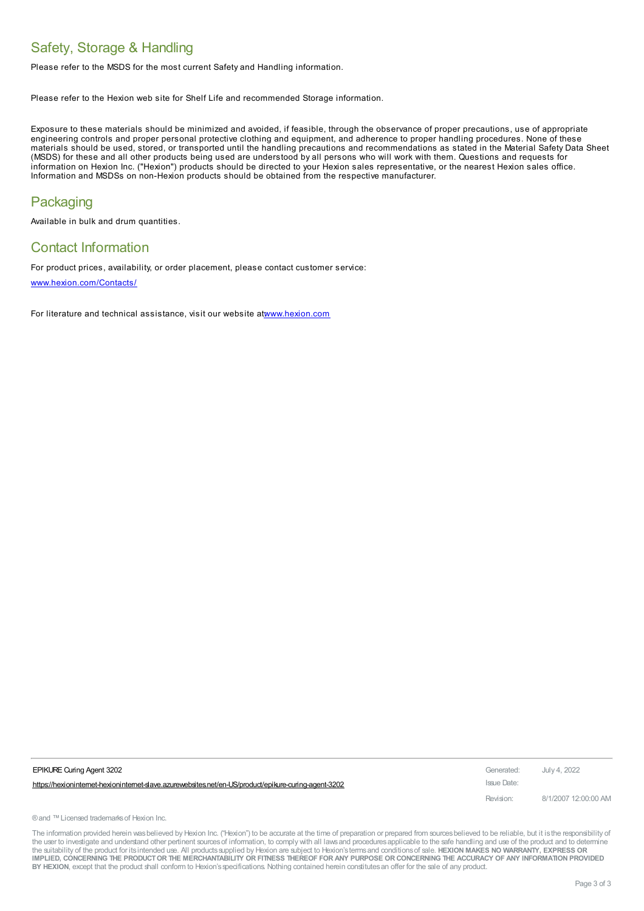## Safety, Storage & Handling

Please refer to the MSDS for the most current Safety and Handling information.

Please refer to the Hexion web site for Shelf Life and recommended Storage information.

Exposure to these materials should be minimized and avoided, if feasible, through the observance of proper precautions, use of appropriate engineering controls and proper personal protective clothing and equipment, and adherence to proper handling procedures. None of these materials should be used, stored, or transported until the handling precautions and recommendations as stated in the Material Safety Data Sheet (MSDS) for these and all other products being used are understood by all persons who will work with them. Questions and requests for information on Hexion Inc. ("Hexion") products should be directed to your Hexion sales representative, or the nearest Hexion sales office. Information and MSDSs on non-Hexion products should be obtained from the respective manufacturer.

## Packaging

Available in bulk and drum quantities.

## Contact Information

For product prices, availability, or order placement, please contact customer service:

[www.hexion.com/Contacts/](www.hexion.com/Contacts/)

For literature and technical assistance, visit our website at[www.hexion.com](www.hexion.com)

EPIKURE Curing Agent 3202

https://hexioninternet-hexioninternet-slave.azurewebsites.net/en-US/product/epikure-curing-agent-3202

Generated: July 4, 2022
Issue Date:
Revision: 8/1/2007 12:00:00 AM

® and ™ Licensed trademarks of Hexion Inc.

The information provided herein was believed by Hexion Inc. ("Hexion") to be accurate at the time of preparation or prepared from sources believed to be reliable, but it is the responsibility of the user to investigate and understand other pertinent sources of information, to comply with all laws and procedures applicable to the safe handling and use of the product and to determine the suitability of the product for its intended use. All products supplied by Hexion are subject to Hexion's terms and conditions of sale. **HEXION MAKES NO WARRANTY, EXPRESS OR IMPLIED, CONCERNING THE PRODUCT OR THE MERCHANTABILITY OR FITNESS THEREOF FOR ANY PURPOSE OR CONCERNING THE ACCURACY OF ANY INFORMATION PROVIDED BY HEXION**, except that the product shall conform to Hexion's specifications. Nothing contained herein constitutes an offer for the sale of any product.